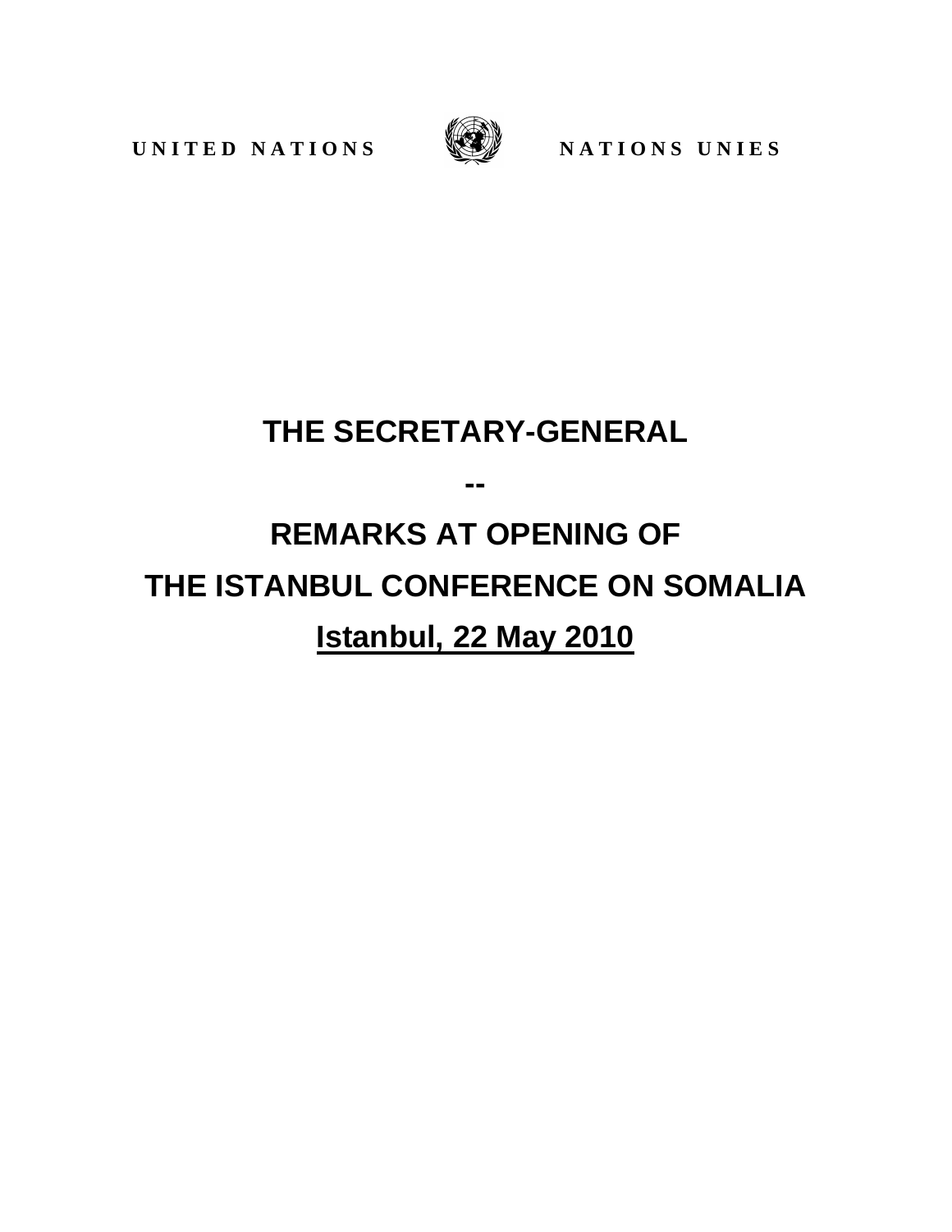UNITED NATIONS NATIONS UNIES

# THE SECRETARY-GENERAL

--

# REMARKS AT OPENING OF THE ISTANBUL CONFERENCE ON SOMALIA

## Istanbul, 22 May 2010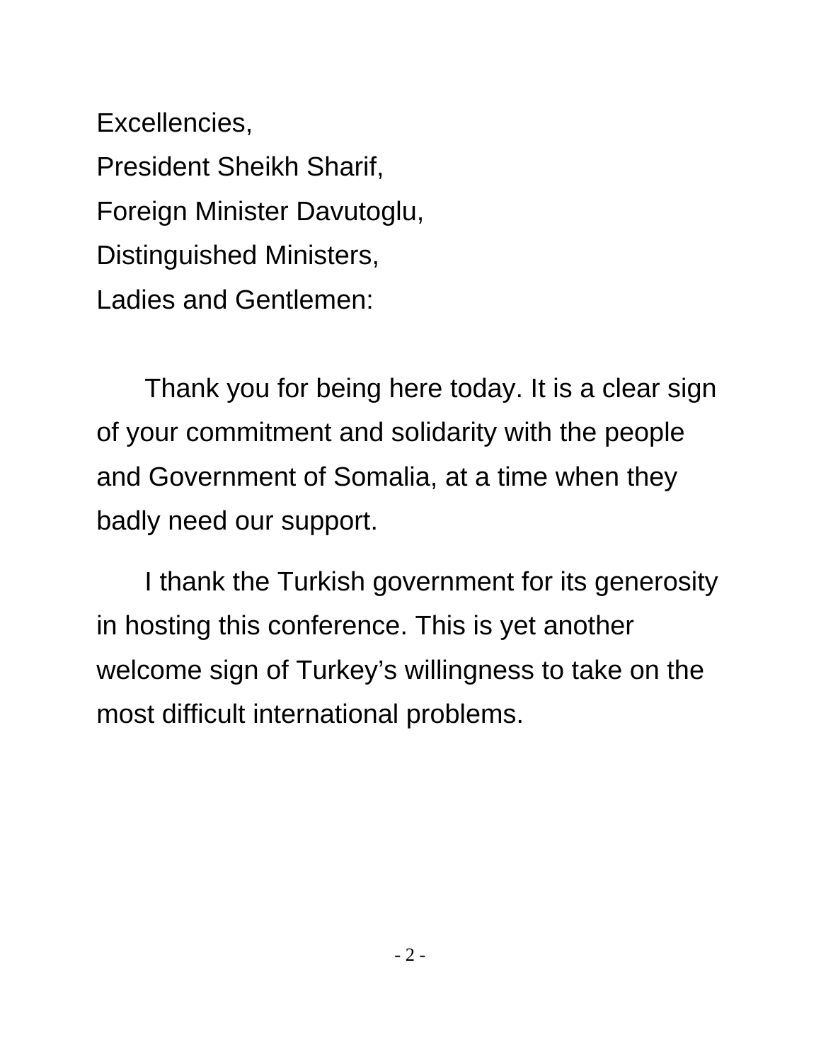Excellencies,
President Sheikh Sharif,
Foreign Minister Davutoglu,
Distinguished Ministers,
Ladies and Gentlemen:

Thank you for being here today. It is a clear sign of your commitment and solidarity with the people and Government of Somalia, at a time when they badly need our support.

I thank the Turkish government for its generosity in hosting this conference. This is yet another welcome sign of Turkey's willingness to take on the most difficult international problems.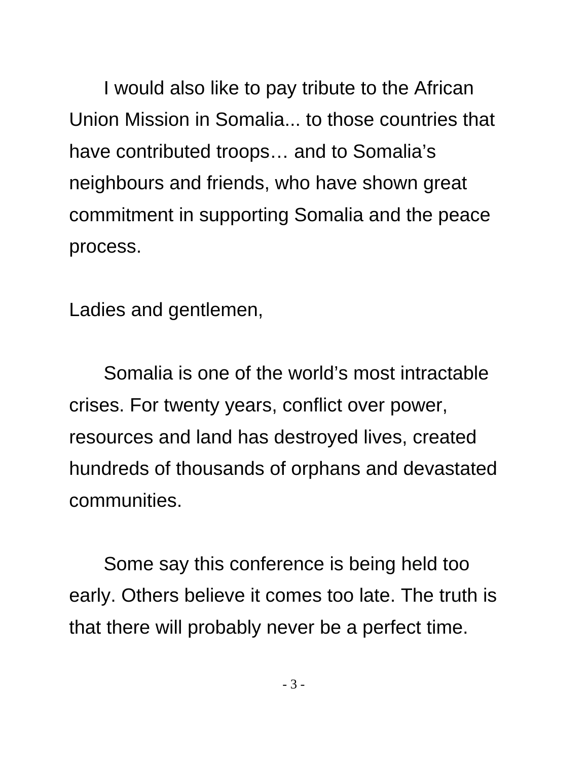I would also like to pay tribute to the African Union Mission in Somalia... to those countries that have contributed troops… and to Somalia's neighbours and friends, who have shown great commitment in supporting Somalia and the peace process.

Ladies and gentlemen,

Somalia is one of the world's most intractable crises. For twenty years, conflict over power, resources and land has destroyed lives, created hundreds of thousands of orphans and devastated communities.

Some say this conference is being held too early. Others believe it comes too late. The truth is that there will probably never be a perfect time.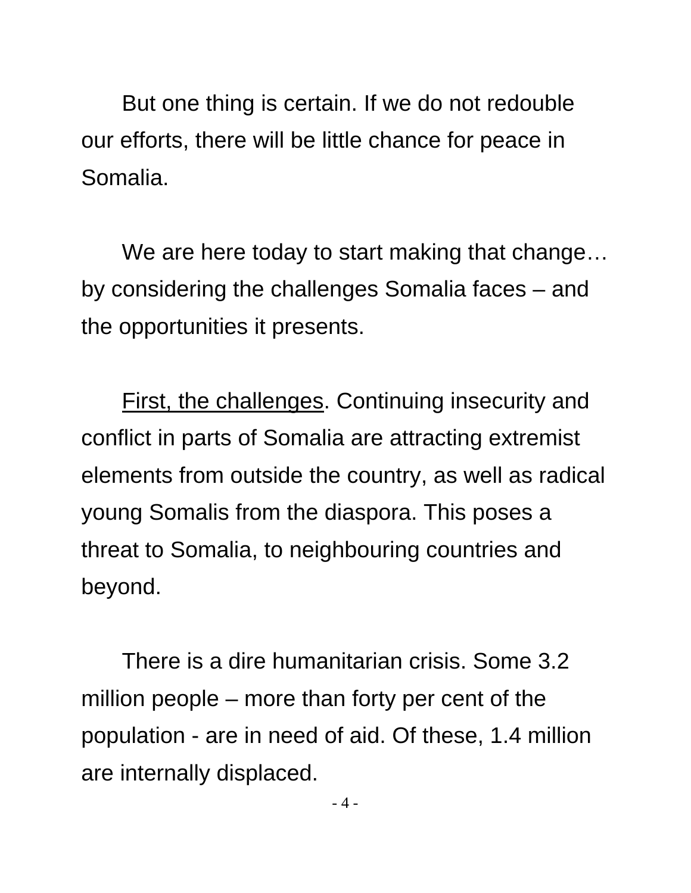But one thing is certain. If we do not redouble our efforts, there will be little chance for peace in Somalia.

We are here today to start making that change… by considering the challenges Somalia faces – and the opportunities it presents.

<u>First, the challenges</u>. Continuing insecurity and conflict in parts of Somalia are attracting extremist elements from outside the country, as well as radical young Somalis from the diaspora. This poses a threat to Somalia, to neighbouring countries and beyond.

There is a dire humanitarian crisis. Some 3.2 million people – more than forty per cent of the population - are in need of aid. Of these, 1.4 million are internally displaced.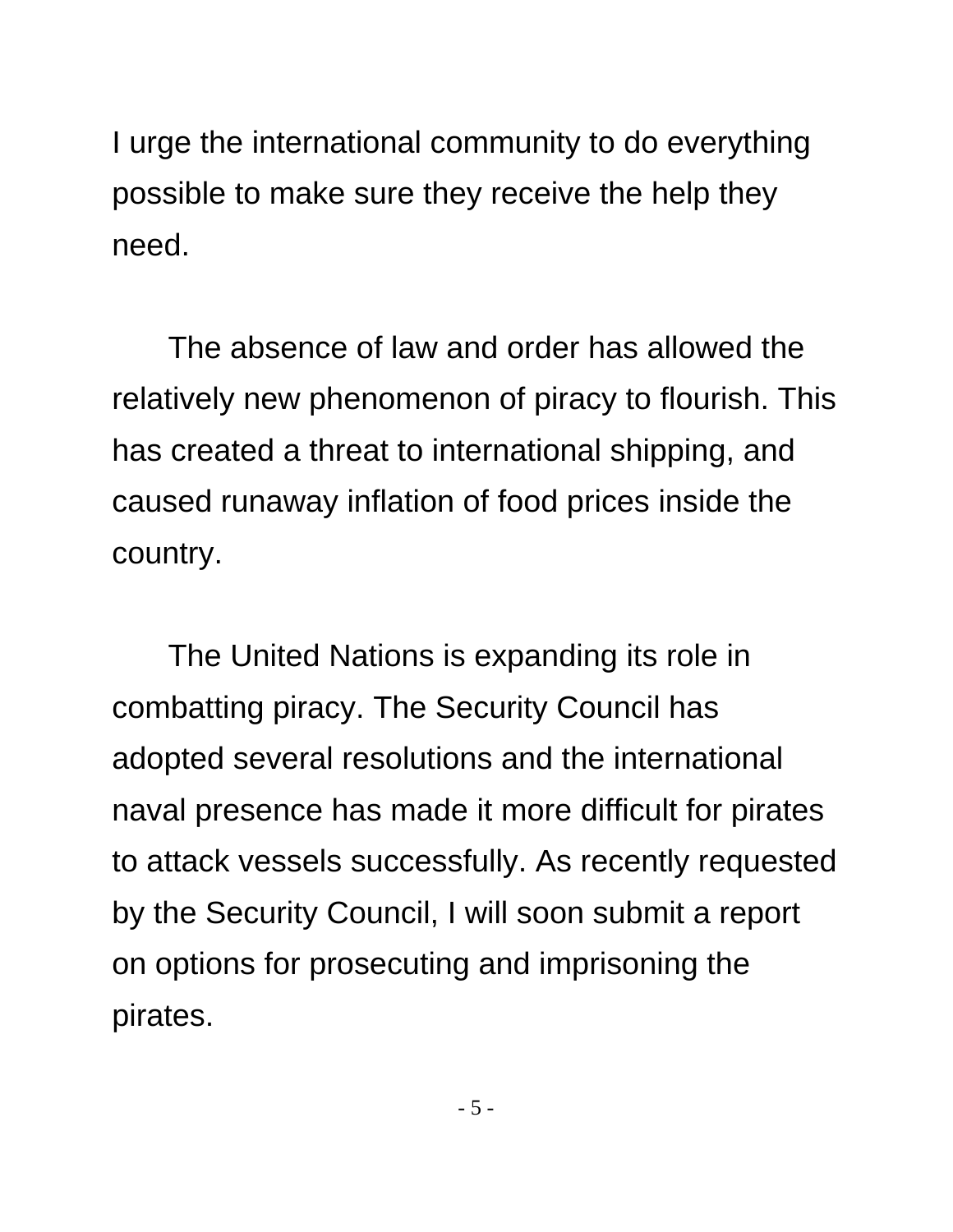I urge the international community to do everything possible to make sure they receive the help they need.

The absence of law and order has allowed the relatively new phenomenon of piracy to flourish. This has created a threat to international shipping, and caused runaway inflation of food prices inside the country.

The United Nations is expanding its role in combatting piracy. The Security Council has adopted several resolutions and the international naval presence has made it more difficult for pirates to attack vessels successfully. As recently requested by the Security Council, I will soon submit a report on options for prosecuting and imprisoning the pirates.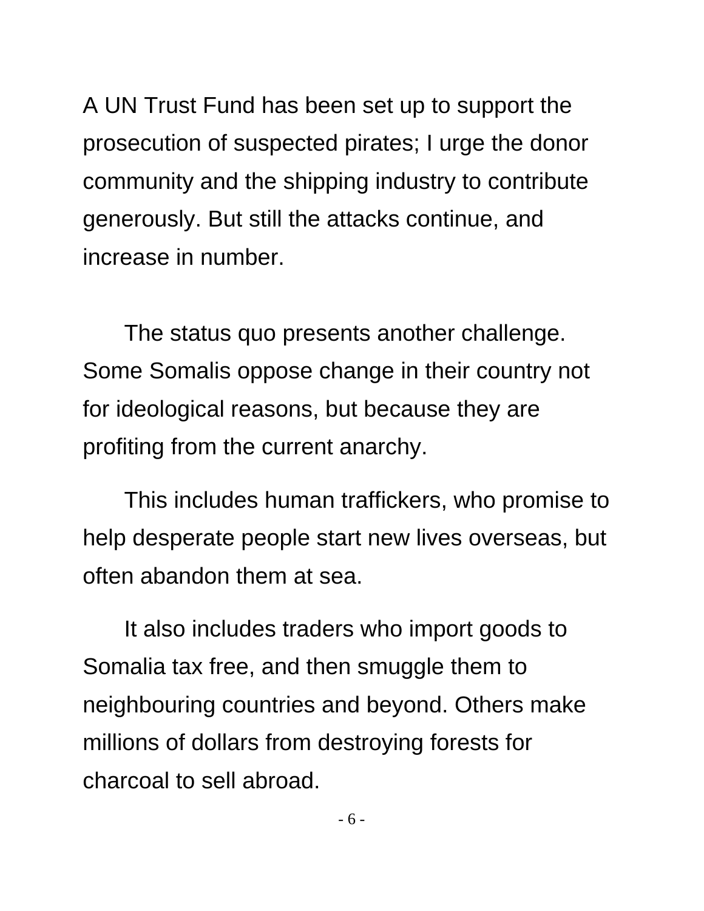A UN Trust Fund has been set up to support the prosecution of suspected pirates; I urge the donor community and the shipping industry to contribute generously. But still the attacks continue, and increase in number.

The status quo presents another challenge. Some Somalis oppose change in their country not for ideological reasons, but because they are profiting from the current anarchy.

This includes human traffickers, who promise to help desperate people start new lives overseas, but often abandon them at sea.

It also includes traders who import goods to Somalia tax free, and then smuggle them to neighbouring countries and beyond. Others make millions of dollars from destroying forests for charcoal to sell abroad.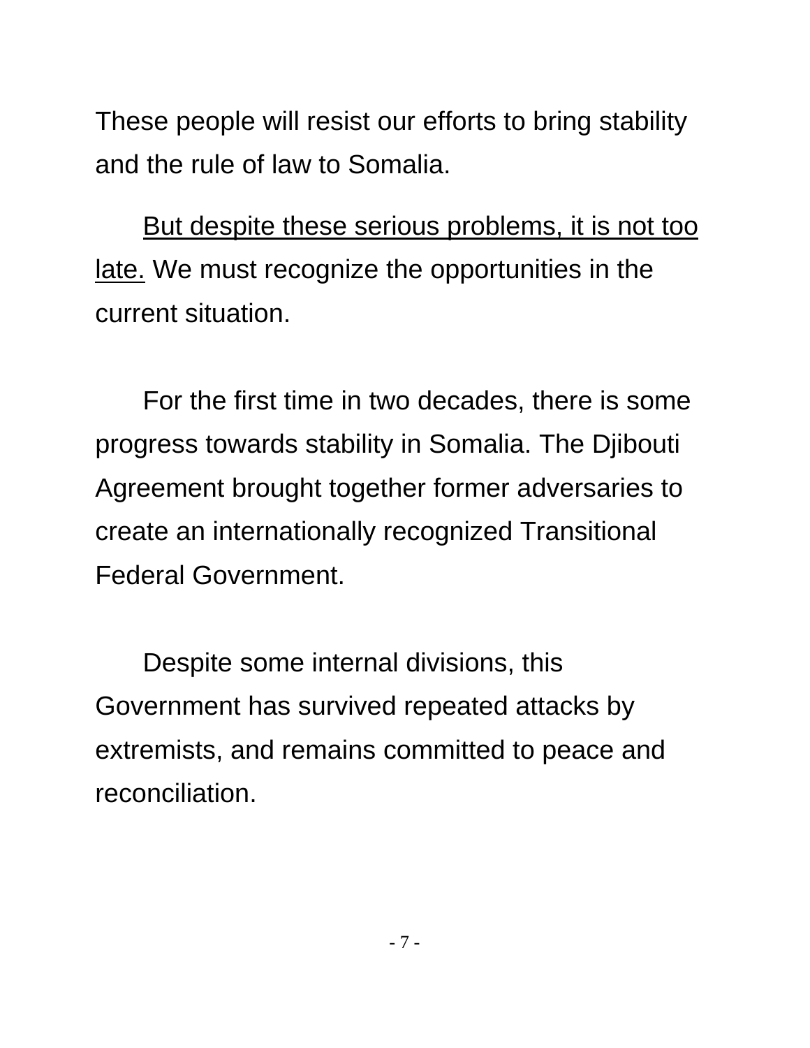These people will resist our efforts to bring stability and the rule of law to Somalia.

<u>But despite these serious problems, it is not too late.</u> We must recognize the opportunities in the current situation.

For the first time in two decades, there is some progress towards stability in Somalia. The Djibouti Agreement brought together former adversaries to create an internationally recognized Transitional Federal Government.

Despite some internal divisions, this Government has survived repeated attacks by extremists, and remains committed to peace and reconciliation.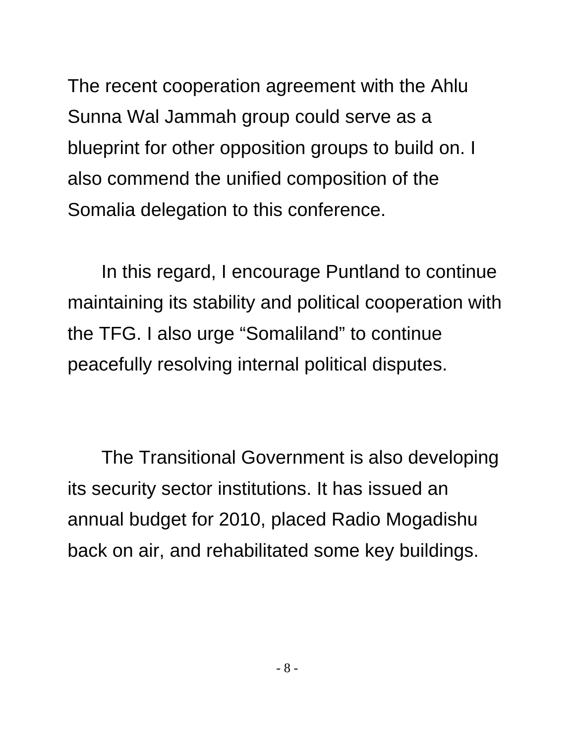The recent cooperation agreement with the Ahlu Sunna Wal Jammah group could serve as a blueprint for other opposition groups to build on. I also commend the unified composition of the Somalia delegation to this conference.

In this regard, I encourage Puntland to continue maintaining its stability and political cooperation with the TFG. I also urge “Somaliland” to continue peacefully resolving internal political disputes.

The Transitional Government is also developing its security sector institutions. It has issued an annual budget for 2010, placed Radio Mogadishu back on air, and rehabilitated some key buildings.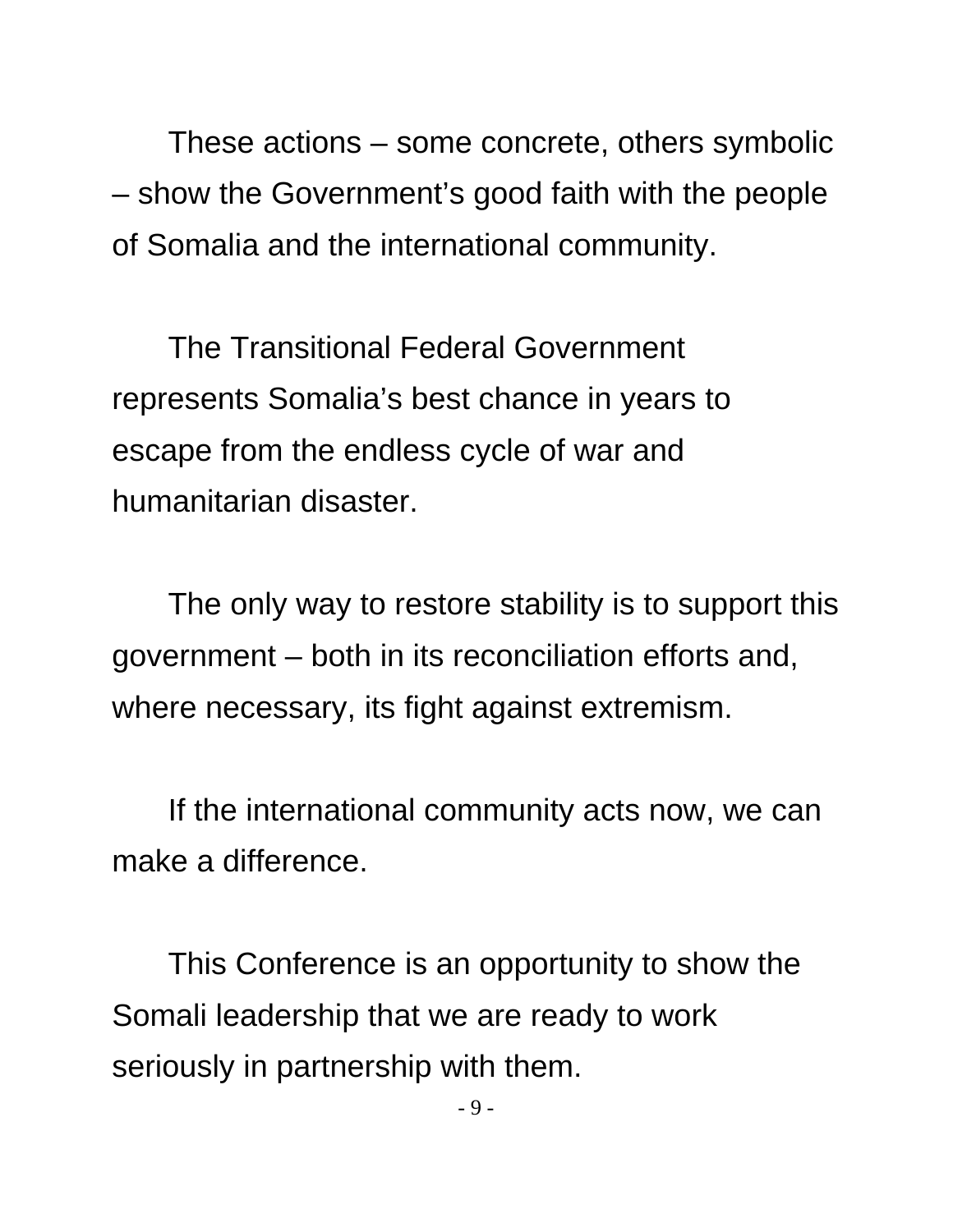These actions – some concrete, others symbolic – show the Government's good faith with the people of Somalia and the international community.

The Transitional Federal Government represents Somalia's best chance in years to escape from the endless cycle of war and humanitarian disaster.

The only way to restore stability is to support this government – both in its reconciliation efforts and, where necessary, its fight against extremism.

If the international community acts now, we can make a difference.

This Conference is an opportunity to show the Somali leadership that we are ready to work seriously in partnership with them.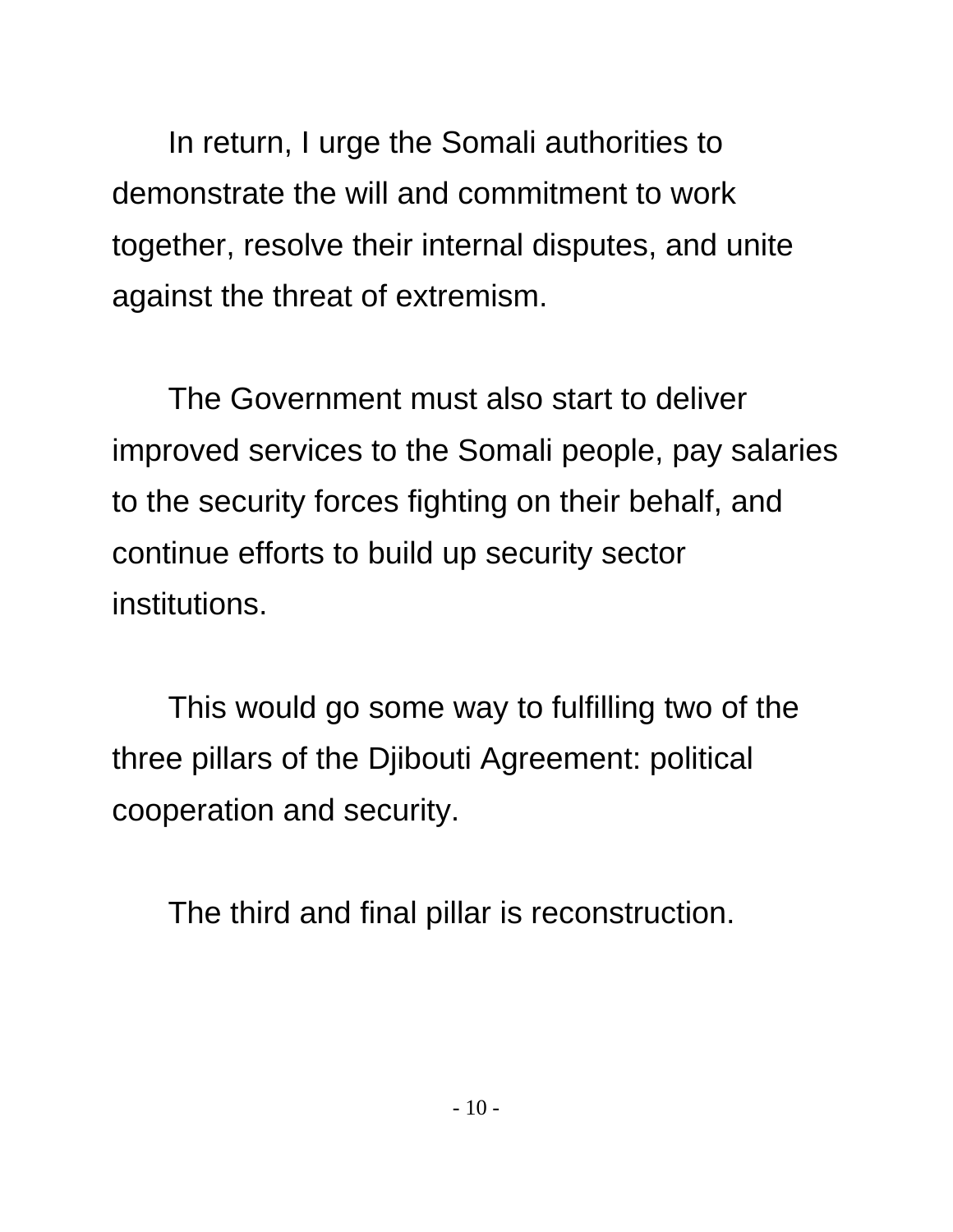In return, I urge the Somali authorities to demonstrate the will and commitment to work together, resolve their internal disputes, and unite against the threat of extremism.

The Government must also start to deliver improved services to the Somali people, pay salaries to the security forces fighting on their behalf, and continue efforts to build up security sector institutions.

This would go some way to fulfilling two of the three pillars of the Djibouti Agreement: political cooperation and security.

The third and final pillar is reconstruction.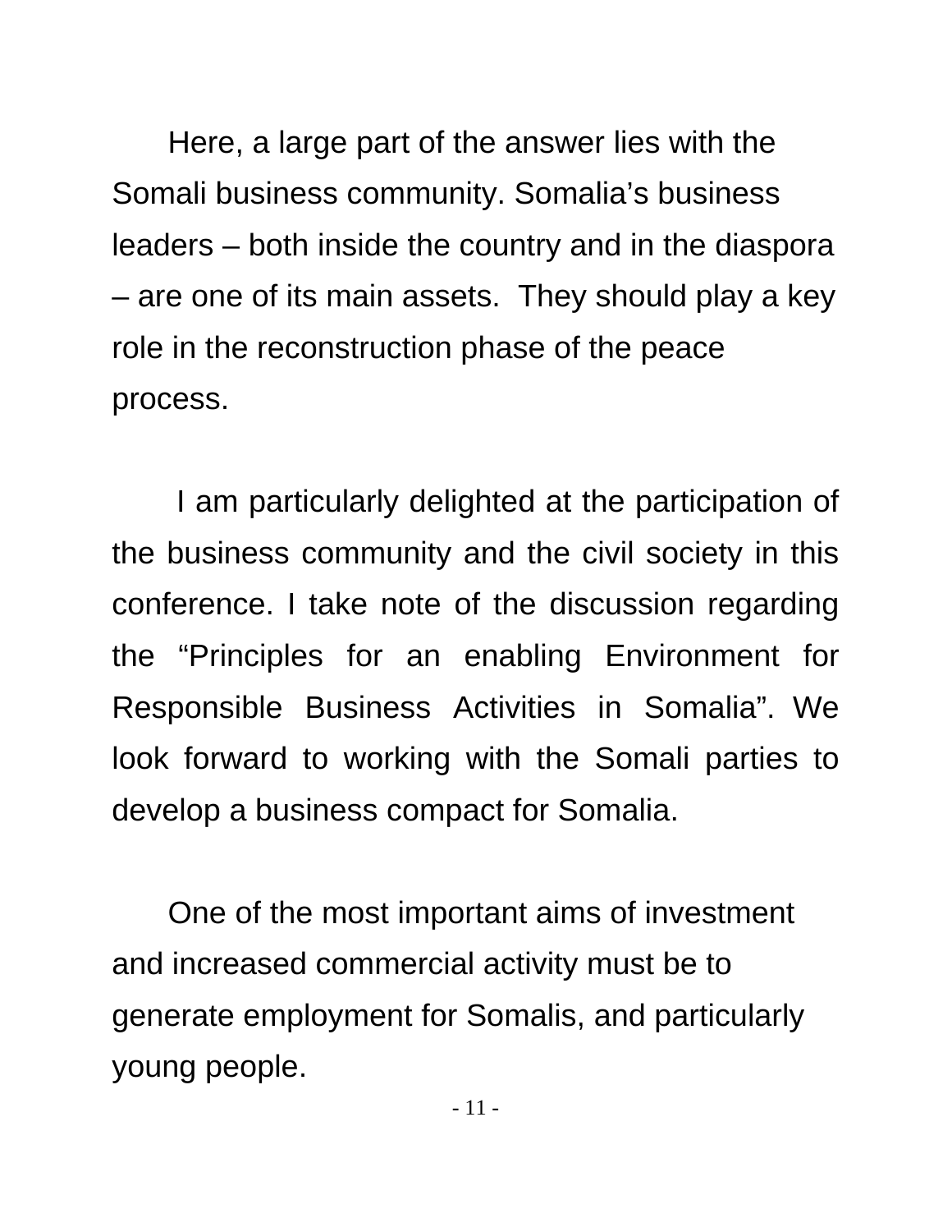Here, a large part of the answer lies with the Somali business community. Somalia's business leaders – both inside the country and in the diaspora – are one of its main assets. They should play a key role in the reconstruction phase of the peace process.

I am particularly delighted at the participation of the business community and the civil society in this conference. I take note of the discussion regarding the "Principles for an enabling Environment for Responsible Business Activities in Somalia". We look forward to working with the Somali parties to develop a business compact for Somalia.

One of the most important aims of investment and increased commercial activity must be to generate employment for Somalis, and particularly young people.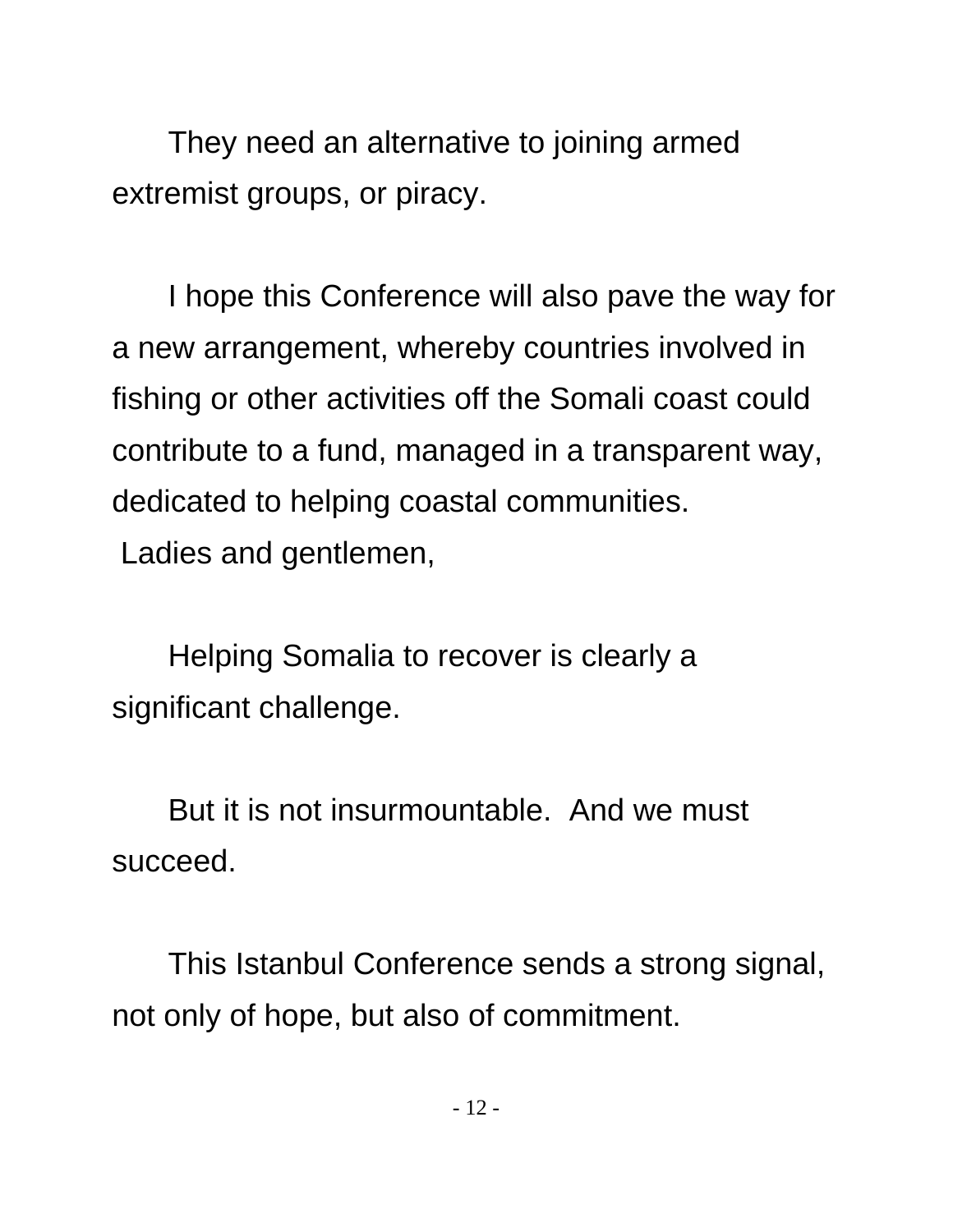They need an alternative to joining armed extremist groups, or piracy.

I hope this Conference will also pave the way for a new arrangement, whereby countries involved in fishing or other activities off the Somali coast could contribute to a fund, managed in a transparent way, dedicated to helping coastal communities.

Ladies and gentlemen,

Helping Somalia to recover is clearly a significant challenge.

But it is not insurmountable. And we must succeed.

This Istanbul Conference sends a strong signal, not only of hope, but also of commitment.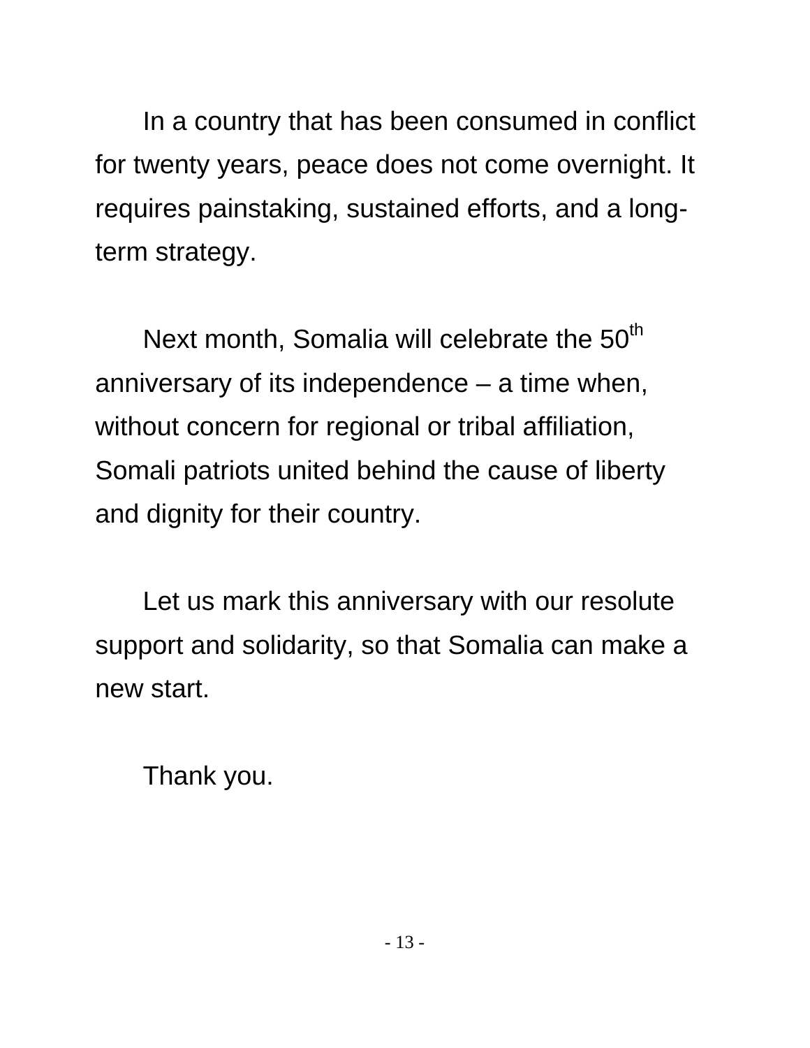In a country that has been consumed in conflict for twenty years, peace does not come overnight. It requires painstaking, sustained efforts, and a long-term strategy.

Next month, Somalia will celebrate the 50th anniversary of its independence – a time when, without concern for regional or tribal affiliation, Somali patriots united behind the cause of liberty and dignity for their country.

Let us mark this anniversary with our resolute support and solidarity, so that Somalia can make a new start.

Thank you.